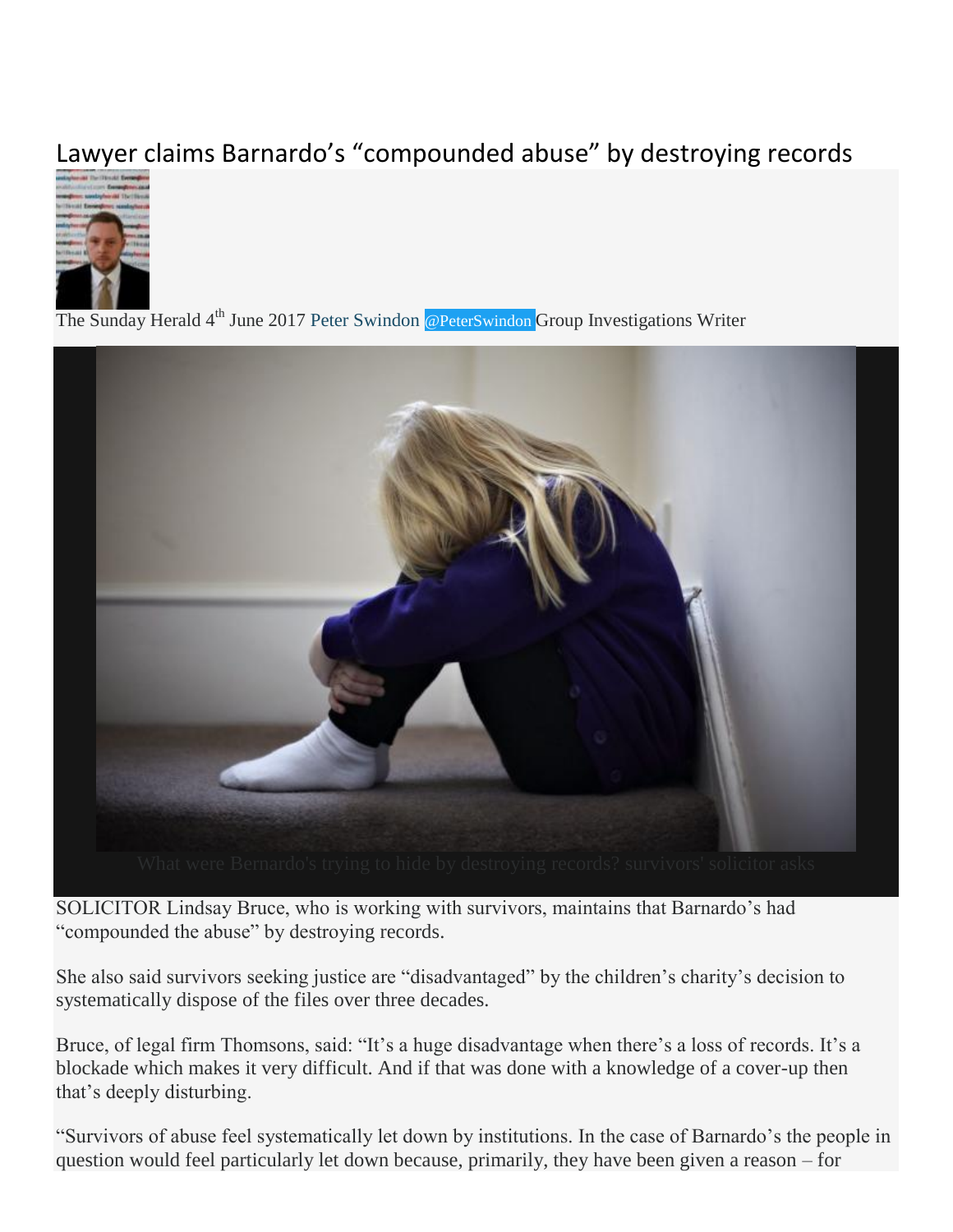# Lawyer claims Barnardo's "compounded abuse" by destroying records

The Sunday Herald 4th June 2017 Peter Swindon @PeterSwindon Group Investigations Writer

What were Bernardo's trying to hide by destroying records? survivors' solicitor asks

SOLICITOR Lindsay Bruce, who is working with survivors, maintains that Barnardo's had "compounded the abuse" by destroying records.

She also said survivors seeking justice are "disadvantaged" by the children's charity's decision to systematically dispose of the files over three decades.

Bruce, of legal firm Thomsons, said: "It's a huge disadvantage when there's a loss of records. It's a blockade which makes it very difficult. And if that was done with a knowledge of a cover-up then that's deeply disturbing.

"Survivors of abuse feel systematically let down by institutions. In the case of Barnardo's the people in question would feel particularly let down because, primarily, they have been given a reason – for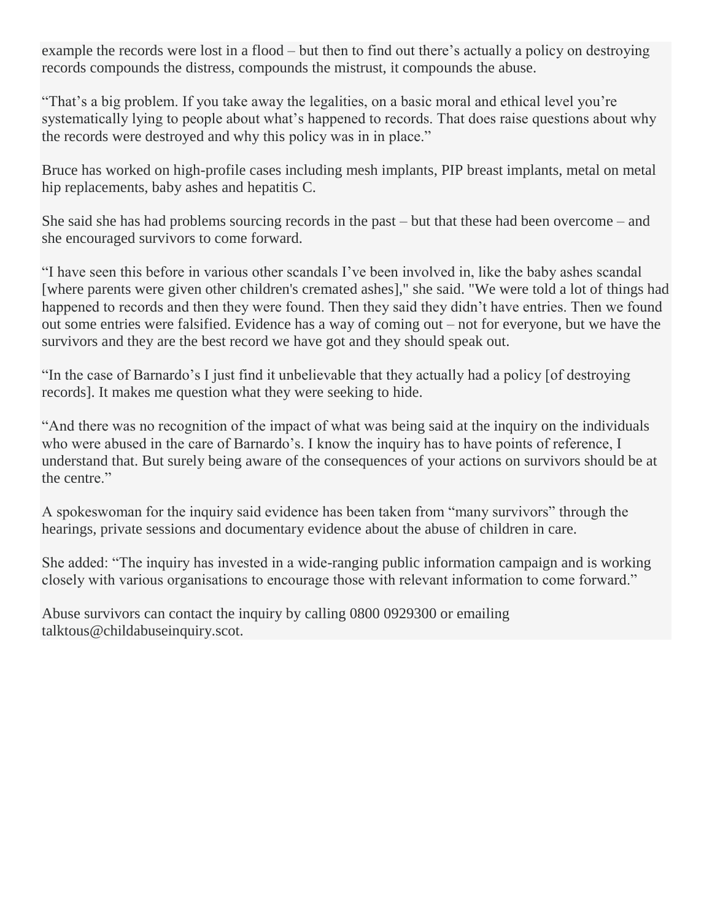example the records were lost in a flood – but then to find out there's actually a policy on destroying records compounds the distress, compounds the mistrust, it compounds the abuse.

"That's a big problem. If you take away the legalities, on a basic moral and ethical level you're systematically lying to people about what's happened to records. That does raise questions about why the records were destroyed and why this policy was in in place."

Bruce has worked on high-profile cases including mesh implants, PIP breast implants, metal on metal hip replacements, baby ashes and hepatitis C.

She said she has had problems sourcing records in the past – but that these had been overcome – and she encouraged survivors to come forward.

"I have seen this before in various other scandals I've been involved in, like the baby ashes scandal [where parents were given other children's cremated ashes]," she said. "We were told a lot of things had happened to records and then they were found. Then they said they didn't have entries. Then we found out some entries were falsified. Evidence has a way of coming out – not for everyone, but we have the survivors and they are the best record we have got and they should speak out.

"In the case of Barnardo's I just find it unbelievable that they actually had a policy [of destroying records]. It makes me question what they were seeking to hide.

"And there was no recognition of the impact of what was being said at the inquiry on the individuals who were abused in the care of Barnardo's. I know the inquiry has to have points of reference, I understand that. But surely being aware of the consequences of your actions on survivors should be at the centre."

A spokeswoman for the inquiry said evidence has been taken from "many survivors" through the hearings, private sessions and documentary evidence about the abuse of children in care.

She added: "The inquiry has invested in a wide-ranging public information campaign and is working closely with various organisations to encourage those with relevant information to come forward."

Abuse survivors can contact the inquiry by calling 0800 0929300 or emailing talktous@childabuseinquiry.scot.